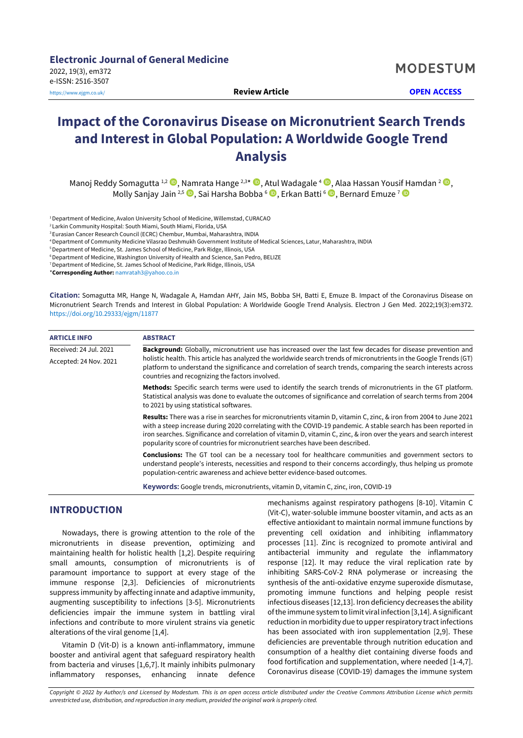Electronic Journal of General Medicine

2022, 19(3), em372

e-ISSN: 2516-3507

https://www.ejgm.co.uk/

**Review Article** **OPEN ACCESS**

# Impact of the Coronavirus Disease on Micronutrient Search Trends and Interest in Global Population: A Worldwide Google Trend Analysis

Manoj Reddy Somagutta [1,2], Namrata Hange [2,3*], Atul Wadagale [4], Alaa Hassan Yousif Hamdan [2], Molly Sanjay Jain [2,5], Sai Harsha Bobba [6], Erkan Batti [6], Bernard Emuze [7]

[1] Department of Medicine, Avalon University School of Medicine, Willemstad, CURACAO

[2] Larkin Community Hospital: South Miami, South Miami, Florida, USA

[3] Eurasian Cancer Research Council (ECRC) Chembur, Mumbai, Maharashtra, INDIA

[4] Department of Community Medicine Vilasrao Deshmukh Government Institute of Medical Sciences, Latur, Maharashtra, INDIA

[5] Department of Medicine, St. James School of Medicine, Park Ridge, Illinois, USA

[6] Department of Medicine, Washington University of Health and Science, San Pedro, BELIZE

[7] Department of Medicine, St. James School of Medicine, Park Ridge, Illinois, USA

*Corresponding Author: namratah3@yahoo.co.in

**Citation:** Somagutta MR, Hange N, Wadagale A, Hamdan AHY, Jain MS, Bobba SH, Batti E, Emuze B. Impact of the Coronavirus Disease on Micronutrient Search Trends and Interest in Global Population: A Worldwide Google Trend Analysis. Electron J Gen Med. 2022;19(3):em372. https://doi.org/10.29333/ejgm/11877

**ARTICLE INFO**

Received: 24 Jul. 2021

Accepted: 24 Nov. 2021

**ABSTRACT**

**Background:** Globally, micronutrient use has increased over the last few decades for disease prevention and holistic health. This article has analyzed the worldwide search trends of micronutrients in the Google Trends (GT) platform to understand the significance and correlation of search trends, comparing the search interests across countries and recognizing the factors involved.

**Methods:** Specific search terms were used to identify the search trends of micronutrients in the GT platform. Statistical analysis was done to evaluate the outcomes of significance and correlation of search terms from 2004 to 2021 by using statistical softwares.

**Results:** There was a rise in searches for micronutrients vitamin D, vitamin C, zinc, & iron from 2004 to June 2021 with a steep increase during 2020 correlating with the COVID-19 pandemic. A stable search has been reported in iron searches. Significance and correlation of vitamin D, vitamin C, zinc, & iron over the years and search interest popularity score of countries for micronutrient searches have been described.

**Conclusions:** The GT tool can be a necessary tool for healthcare communities and government sectors to understand people's interests, necessities and respond to their concerns accordingly, thus helping us promote population-centric awareness and achieve better evidence-based outcomes.

**Keywords:** Google trends, micronutrients, vitamin D, vitamin C, zinc, iron, COVID-19

## INTRODUCTION

Nowadays, there is growing attention to the role of the micronutrients in disease prevention, optimizing and maintaining health for holistic health [1,2]. Despite requiring small amounts, consumption of micronutrients is of paramount importance to support at every stage of the immune response [2,3]. Deficiencies of micronutrients suppress immunity by affecting innate and adaptive immunity, augmenting susceptibility to infections [3-5]. Micronutrients deficiencies impair the immune system in battling viral infections and contribute to more virulent strains via genetic alterations of the viral genome [1,4].

Vitamin D (Vit-D) is a known anti-inflammatory, immune booster and antiviral agent that safeguard respiratory health from bacteria and viruses [1,6,7]. It mainly inhibits pulmonary inflammatory responses, enhancing innate defence mechanisms against respiratory pathogens [8-10]. Vitamin C (Vit-C), water-soluble immune booster vitamin, and acts as an effective antioxidant to maintain normal immune functions by preventing cell oxidation and inhibiting inflammatory processes [11]. Zinc is recognized to promote antiviral and antibacterial immunity and regulate the inflammatory response [12]. It may reduce the viral replication rate by inhibiting SARS-CoV-2 RNA polymerase or increasing the synthesis of the anti-oxidative enzyme superoxide dismutase, promoting immune functions and helping people resist infectious diseases [12,13]. Iron deficiency decreases the ability of the immune system to limit viral infection [3,14]. A significant reduction in morbidity due to upper respiratory tract infections has been associated with iron supplementation [2,9]. These deficiencies are preventable through nutrition education and consumption of a healthy diet containing diverse foods and food fortification and supplementation, where needed [1-4,7]. Coronavirus disease (COVID-19) damages the immune system

*Copyright © 2022 by Author/s and Licensed by Modestum. This is an open access article distributed under the Creative Commons Attribution License which permits unrestricted use, distribution, and reproduction in any medium, provided the original work is properly cited.*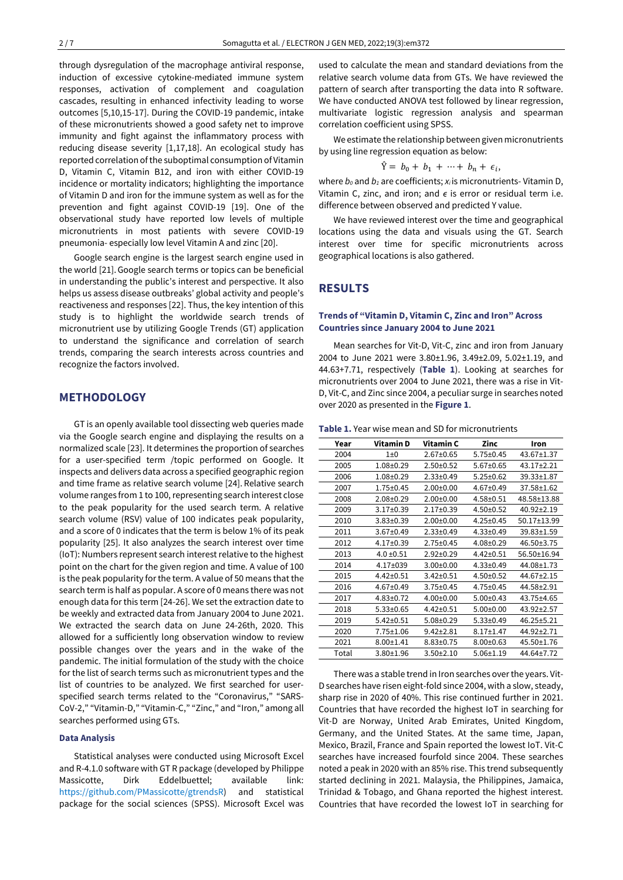through dysregulation of the macrophage antiviral response, induction of excessive cytokine-mediated immune system responses, activation of complement and coagulation cascades, resulting in enhanced infectivity leading to worse outcomes [5,10,15-17]. During the COVID-19 pandemic, intake of these micronutrients showed a good safety net to improve immunity and fight against the inflammatory process with reducing disease severity [1,17,18]. An ecological study has reported correlation of the suboptimal consumption of Vitamin D, Vitamin C, Vitamin B12, and iron with either COVID-19 incidence or mortality indicators; highlighting the importance of Vitamin D and iron for the immune system as well as for the prevention and fight against COVID-19 [19]. One of the observational study have reported low levels of multiple micronutrients in most patients with severe COVID-19 pneumonia- especially low level Vitamin A and zinc [20].

Google search engine is the largest search engine used in the world [21]. Google search terms or topics can be beneficial in understanding the public's interest and perspective. It also helps us assess disease outbreaks' global activity and people's reactiveness and responses [22]. Thus, the key intention of this study is to highlight the worldwide search trends of micronutrient use by utilizing Google Trends (GT) application to understand the significance and correlation of search trends, comparing the search interests across countries and recognize the factors involved.

## METHODOLOGY

GT is an openly available tool dissecting web queries made via the Google search engine and displaying the results on a normalized scale [23]. It determines the proportion of searches for a user-specified term /topic performed on Google. It inspects and delivers data across a specified geographic region and time frame as relative search volume [24]. Relative search volume ranges from 1 to 100, representing search interest close to the peak popularity for the used search term. A relative search volume (RSV) value of 100 indicates peak popularity, and a score of 0 indicates that the term is below 1% of its peak popularity [25]. It also analyzes the search interest over time (IoT): Numbers represent search interest relative to the highest point on the chart for the given region and time. A value of 100 is the peak popularity for the term. A value of 50 means that the search term is half as popular. A score of 0 means there was not enough data for this term [24-26]. We set the extraction date to be weekly and extracted data from January 2004 to June 2021. We extracted the search data on June 24-26th, 2020. This allowed for a sufficiently long observation window to review possible changes over the years and in the wake of the pandemic. The initial formulation of the study with the choice for the list of search terms such as micronutrient types and the list of countries to be analyzed. We first searched for user-specified search terms related to the "Coronavirus," "SARS-CoV-2," "Vitamin-D," "Vitamin-C," "Zinc," and "Iron," among all searches performed using GTs.

### Data Analysis

Statistical analyses were conducted using Microsoft Excel and R-4.1.0 software with GT R package (developed by Philippe Massicotte, Dirk Eddelbuettel; available link: https://github.com/PMassicotte/gtrendsR) and statistical package for the social sciences (SPSS). Microsoft Excel was used to calculate the mean and standard deviations from the relative search volume data from GTs. We have reviewed the pattern of search after transporting the data into R software. We have conducted ANOVA test followed by linear regression, multivariate logistic regression analysis and spearman correlation coefficient using SPSS.

We estimate the relationship between given micronutrients by using line regression equation as below:

$$\hat{Y} = b_0 + b_1 + \cdots + b_n + \epsilon_i,$$

where $b_0$ and $b_1$ are coefficients; $x_i$ is micronutrients- Vitamin D, Vitamin C, zinc, and iron; and $\epsilon$ is error or residual term i.e. difference between observed and predicted Y value.

We have reviewed interest over the time and geographical locations using the data and visuals using the GT. Search interest over time for specific micronutrients across geographical locations is also gathered.

## RESULTS

### Trends of "Vitamin D, Vitamin C, Zinc and Iron" Across Countries since January 2004 to June 2021

Mean searches for Vit-D, Vit-C, zinc and iron from January 2004 to June 2021 were 3.80±1.96, 3.49±2.09, 5.02±1.19, and 44.63+7.71, respectively (**Table 1**). Looking at searches for micronutrients over 2004 to June 2021, there was a rise in Vit-D, Vit-C, and Zinc since 2004, a peculiar surge in searches noted over 2020 as presented in the **Figure 1**.

**Table 1.** Year wise mean and SD for micronutrients

| Year | Vitamin D | Vitamin C | Zinc | Iron |
|---|---|---|---|---|
| 2004 | 1±0 | 2.67±0.65 | 5.75±0.45 | 43.67±1.37 |
| 2005 | 1.08±0.29 | 2.50±0.52 | 5.67±0.65 | 43.17±2.21 |
| 2006 | 1.08±0.29 | 2.33±0.49 | 5.25±0.62 | 39.33±1.87 |
| 2007 | 1.75±0.45 | 2.00±0.00 | 4.67±0.49 | 37.58±1.62 |
| 2008 | 2.08±0.29 | 2.00±0.00 | 4.58±0.51 | 48.58±13.88 |
| 2009 | 3.17±0.39 | 2.17±0.39 | 4.50±0.52 | 40.92±2.19 |
| 2010 | 3.83±0.39 | 2.00±0.00 | 4.25±0.45 | 50.17±13.99 |
| 2011 | 3.67±0.49 | 2.33±0.49 | 4.33±0.49 | 39.83±1.59 |
| 2012 | 4.17±0.39 | 2.75±0.45 | 4.08±0.29 | 46.50±3.75 |
| 2013 | 4.0 ±0.51 | 2.92±0.29 | 4.42±0.51 | 56.50±16.94 |
| 2014 | 4.17±039 | 3.00±0.00 | 4.33±0.49 | 44.08±1.73 |
| 2015 | 4.42±0.51 | 3.42±0.51 | 4.50±0.52 | 44.67±2.15 |
| 2016 | 4.67±0.49 | 3.75±0.45 | 4.75±0.45 | 44.58±2.91 |
| 2017 | 4.83±0.72 | 4.00±0.00 | 5.00±0.43 | 43.75±4.65 |
| 2018 | 5.33±0.65 | 4.42±0.51 | 5.00±0.00 | 43.92±2.57 |
| 2019 | 5.42±0.51 | 5.08±0.29 | 5.33±0.49 | 46.25±5.21 |
| 2020 | 7.75±1.06 | 9.42±2.81 | 8.17±1.47 | 44.92±2.71 |
| 2021 | 8.00±1.41 | 8.83±0.75 | 8.00±0.63 | 45.50±1.76 |
| Total | 3.80±1.96 | 3.50±2.10 | 5.06±1.19 | 44.64±7.72 |

There was a stable trend in Iron searches over the years. Vit-D searches have risen eight-fold since 2004, with a slow, steady, sharp rise in 2020 of 40%. This rise continued further in 2021. Countries that have recorded the highest IoT in searching for Vit-D are Norway, United Arab Emirates, United Kingdom, Germany, and the United States. At the same time, Japan, Mexico, Brazil, France and Spain reported the lowest IoT. Vit-C searches have increased fourfold since 2004. These searches noted a peak in 2020 with an 85% rise. This trend subsequently started declining in 2021. Malaysia, the Philippines, Jamaica, Trinidad & Tobago, and Ghana reported the highest interest. Countries that have recorded the lowest IoT in searching for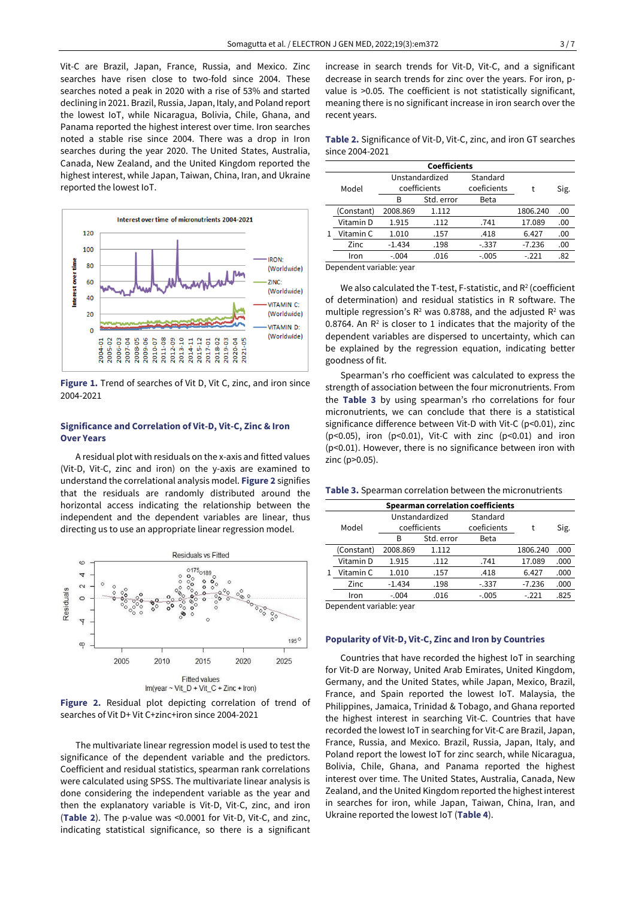Vit-C are Brazil, Japan, France, Russia, and Mexico. Zinc searches have risen close to two-fold since 2004. These searches noted a peak in 2020 with a rise of 53% and started declining in 2021. Brazil, Russia, Japan, Italy, and Poland report the lowest IoT, while Nicaragua, Bolivia, Chile, Ghana, and Panama reported the highest interest over time. Iron searches noted a stable rise since 2004. There was a drop in Iron searches during the year 2020. The United States, Australia, Canada, New Zealand, and the United Kingdom reported the highest interest, while Japan, Taiwan, China, Iran, and Ukraine reported the lowest IoT.

**Figure 1.** Trend of searches of Vit D, Vit C, zinc, and iron since 2004-2021

### Significance and Correlation of Vit-D, Vit-C, Zinc & Iron Over Years

A residual plot with residuals on the x-axis and fitted values (Vit-D, Vit-C, zinc and iron) on the y-axis are examined to understand the correlational analysis model. **Figure 2** signifies that the residuals are randomly distributed around the horizontal access indicating the relationship between the independent and the dependent variables are linear, thus directing us to use an appropriate linear regression model.

**Figure 2.** Residual plot depicting correlation of trend of searches of Vit D+ Vit C+zinc+iron since 2004-2021

The multivariate linear regression model is used to test the significance of the dependent variable and the predictors. Coefficient and residual statistics, spearman rank correlations were calculated using SPSS. The multivariate linear analysis is done considering the independent variable as the year and then the explanatory variable is Vit-D, Vit-C, zinc, and iron (**Table 2**). The p-value was <0.0001 for Vit-D, Vit-C, and zinc, indicating statistical significance, so there is a significant increase in search trends for Vit-D, Vit-C, and a significant decrease in search trends for zinc over the years. For iron, p-value is >0.05. The coefficient is not statistically significant, meaning there is no significant increase in iron search over the recent years.

**Table 2.** Significance of Vit-D, Vit-C, zinc, and iron GT searches since 2004-2021

| Model | | Unstandardized coefficients | | Standard coeficients | t | Sig. |
|---|---|---|---|---|---|---|
| | | B | Std. error | Beta | | |
| 1 | (Constant) | 2008.869 | 1.112 | | 1806.240 | .00 |
| | Vitamin D | 1.915 | .112 | .741 | 17.089 | .00 |
| | Vitamin C | 1.010 | .157 | .418 | 6.427 | .00 |
| | Zinc | -1.434 | .198 | -.337 | -7.236 | .00 |
| | Iron | -.004 | .016 | -.005 | -.221 | .82 |

Dependent variable: year

We also calculated the T-test, F-statistic, and $R^2$ (coefficient of determination) and residual statistics in R software. The multiple regression's $R^2$ was 0.8788, and the adjusted $R^2$ was 0.8764. An $R^2$ is closer to 1 indicates that the majority of the dependent variables are dispersed to uncertainty, which can be explained by the regression equation, indicating better goodness of fit.

Spearman's rho coefficient was calculated to express the strength of association between the four micronutrients. From the **Table 3** by using spearman's rho correlations for four micronutrients, we can conclude that there is a statistical significance difference between Vit-D with Vit-C (p<0.01), zinc (p<0.05), iron (p<0.01), Vit-C with zinc (p<0.01) and iron (p<0.01). However, there is no significance between iron with zinc (p>0.05).

**Table 3.** Spearman correlation between the micronutrients

| Model | | Unstandardized coefficients | | Standard coeficients | t | Sig. |
|---|---|---|---|---|---|---|
| | | B | Std. error | Beta | | |
| 1 | (Constant) | 2008.869 | 1.112 | | 1806.240 | .000 |
| | Vitamin D | 1.915 | .112 | .741 | 17.089 | .000 |
| | Vitamin C | 1.010 | .157 | .418 | 6.427 | .000 |
| | Zinc | -1.434 | .198 | -.337 | -7.236 | .000 |
| | Iron | -.004 | .016 | -.005 | -.221 | .825 |

Dependent variable: year

### Popularity of Vit-D, Vit-C, Zinc and Iron by Countries

Countries that have recorded the highest IoT in searching for Vit-D are Norway, United Arab Emirates, United Kingdom, Germany, and the United States, while Japan, Mexico, Brazil, France, and Spain reported the lowest IoT. Malaysia, the Philippines, Jamaica, Trinidad & Tobago, and Ghana reported the highest interest in searching Vit-C. Countries that have recorded the lowest IoT in searching for Vit-C are Brazil, Japan, France, Russia, and Mexico. Brazil, Russia, Japan, Italy, and Poland report the lowest IoT for zinc search, while Nicaragua, Bolivia, Chile, Ghana, and Panama reported the highest interest over time. The United States, Australia, Canada, New Zealand, and the United Kingdom reported the highest interest in searches for iron, while Japan, Taiwan, China, Iran, and Ukraine reported the lowest IoT (**Table 4**).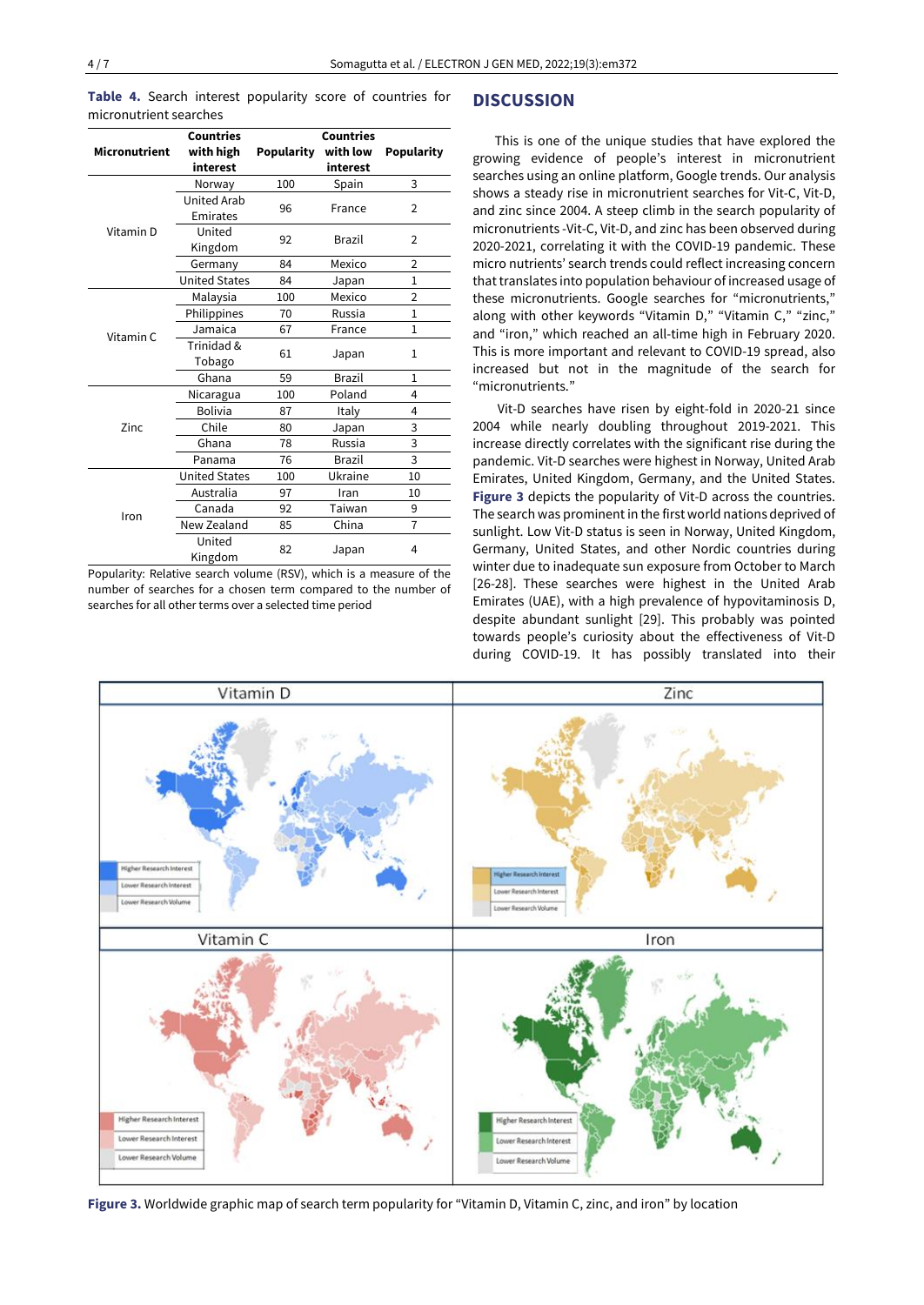**Table 4.** Search interest popularity score of countries for micronutrient searches

| Micronutrient | Countries with high interest | Popularity | Countries with low interest | Popularity |
|---|---|---|---|---|
| Vitamin D | Norway | 100 | Spain | 3 |
| | United Arab Emirates | 96 | France | 2 |
| | United Kingdom | 92 | Brazil | 2 |
| | Germany | 84 | Mexico | 2 |
| | United States | 84 | Japan | 1 |
| Vitamin C | Malaysia | 100 | Mexico | 2 |
| | Philippines | 70 | Russia | 1 |
| | Jamaica | 67 | France | 1 |
| | Trinidad & Tobago | 61 | Japan | 1 |
| | Ghana | 59 | Brazil | 1 |
| Zinc | Nicaragua | 100 | Poland | 4 |
| | Bolivia | 87 | Italy | 4 |
| | Chile | 80 | Japan | 3 |
| | Ghana | 78 | Russia | 3 |
| | Panama | 76 | Brazil | 3 |
| Iron | United States | 100 | Ukraine | 10 |
| | Australia | 97 | Iran | 10 |
| | Canada | 92 | Taiwan | 9 |
| | New Zealand | 85 | China | 7 |
| | United Kingdom | 82 | Japan | 4 |

Popularity: Relative search volume (RSV), which is a measure of the number of searches for a chosen term compared to the number of searches for all other terms over a selected time period

## DISCUSSION

This is one of the unique studies that have explored the growing evidence of people's interest in micronutrient searches using an online platform, Google trends. Our analysis shows a steady rise in micronutrient searches for Vit-C, Vit-D, and zinc since 2004. A steep climb in the search popularity of micronutrients -Vit-C, Vit-D, and zinc has been observed during 2020-2021, correlating it with the COVID-19 pandemic. These micro nutrients' search trends could reflect increasing concern that translates into population behaviour of increased usage of these micronutrients. Google searches for "micronutrients," along with other keywords "Vitamin D," "Vitamin C," "zinc," and "iron," which reached an all-time high in February 2020. This is more important and relevant to COVID-19 spread, also increased but not in the magnitude of the search for "micronutrients."

Vit-D searches have risen by eight-fold in 2020-21 since 2004 while nearly doubling throughout 2019-2021. This increase directly correlates with the significant rise during the pandemic. Vit-D searches were highest in Norway, United Arab Emirates, United Kingdom, Germany, and the United States. **Figure 3** depicts the popularity of Vit-D across the countries. The search was prominent in the first world nations deprived of sunlight. Low Vit-D status is seen in Norway, United Kingdom, Germany, United States, and other Nordic countries during winter due to inadequate sun exposure from October to March [26-28]. These searches were highest in the United Arab Emirates (UAE), with a high prevalence of hypovitaminosis D, despite abundant sunlight [29]. This probably was pointed towards people's curiosity about the effectiveness of Vit-D during COVID-19. It has possibly translated into their

**Figure 3.** Worldwide graphic map of search term popularity for "Vitamin D, Vitamin C, zinc, and iron" by location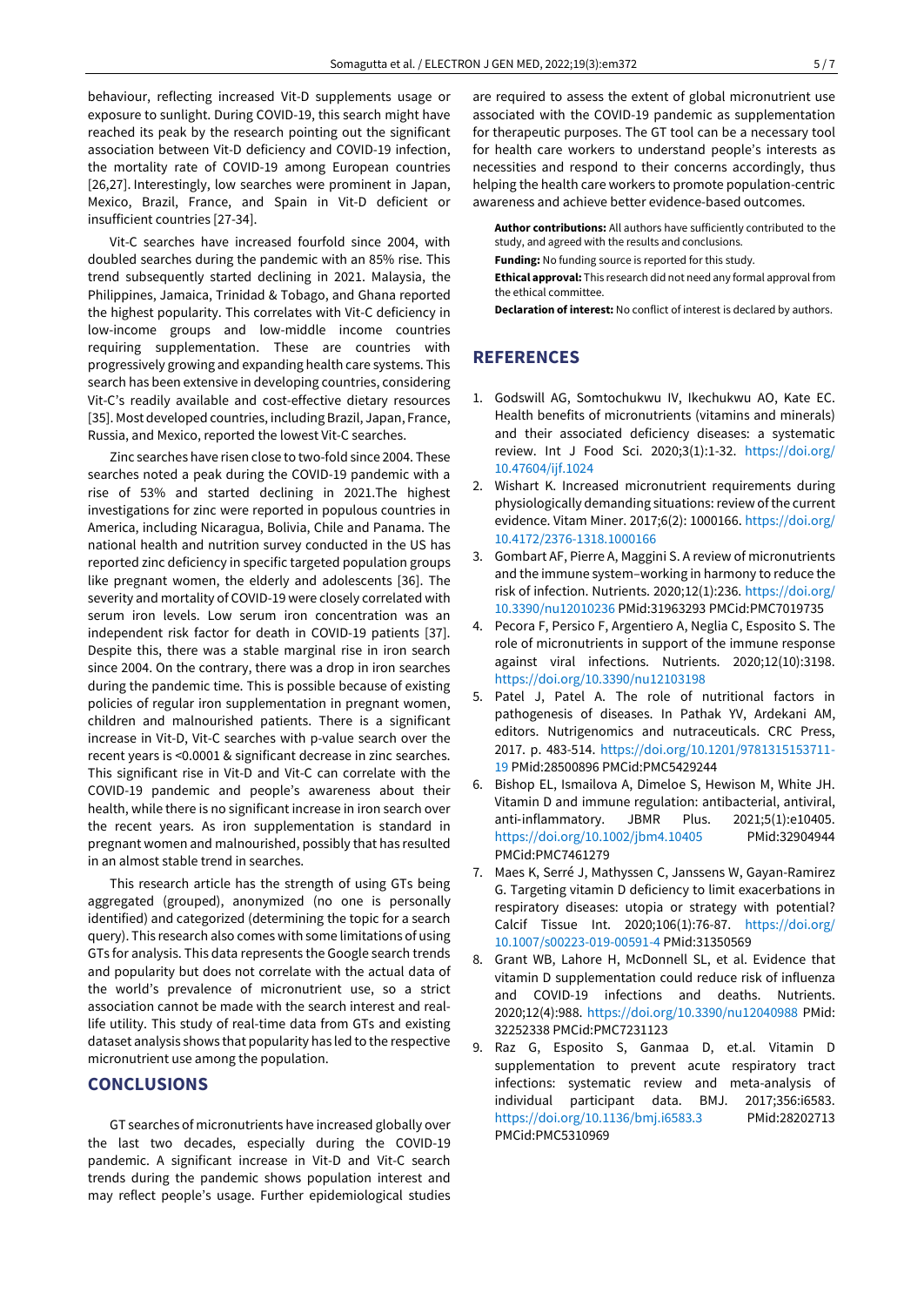behaviour, reflecting increased Vit-D supplements usage or exposure to sunlight. During COVID-19, this search might have reached its peak by the research pointing out the significant association between Vit-D deficiency and COVID-19 infection, the mortality rate of COVID-19 among European countries [26,27]. Interestingly, low searches were prominent in Japan, Mexico, Brazil, France, and Spain in Vit-D deficient or insufficient countries [27-34].

Vit-C searches have increased fourfold since 2004, with doubled searches during the pandemic with an 85% rise. This trend subsequently started declining in 2021. Malaysia, the Philippines, Jamaica, Trinidad & Tobago, and Ghana reported the highest popularity. This correlates with Vit-C deficiency in low-income groups and low-middle income countries requiring supplementation. These are countries with progressively growing and expanding health care systems. This search has been extensive in developing countries, considering Vit-C's readily available and cost-effective dietary resources [35]. Most developed countries, including Brazil, Japan, France, Russia, and Mexico, reported the lowest Vit-C searches.

Zinc searches have risen close to two-fold since 2004. These searches noted a peak during the COVID-19 pandemic with a rise of 53% and started declining in 2021.The highest investigations for zinc were reported in populous countries in America, including Nicaragua, Bolivia, Chile and Panama. The national health and nutrition survey conducted in the US has reported zinc deficiency in specific targeted population groups like pregnant women, the elderly and adolescents [36]. The severity and mortality of COVID-19 were closely correlated with serum iron levels. Low serum iron concentration was an independent risk factor for death in COVID-19 patients [37]. Despite this, there was a stable marginal rise in iron search since 2004. On the contrary, there was a drop in iron searches during the pandemic time. This is possible because of existing policies of regular iron supplementation in pregnant women, children and malnourished patients. There is a significant increase in Vit-D, Vit-C searches with p-value search over the recent years is <0.0001 & significant decrease in zinc searches. This significant rise in Vit-D and Vit-C can correlate with the COVID-19 pandemic and people's awareness about their health, while there is no significant increase in iron search over the recent years. As iron supplementation is standard in pregnant women and malnourished, possibly that has resulted in an almost stable trend in searches.

This research article has the strength of using GTs being aggregated (grouped), anonymized (no one is personally identified) and categorized (determining the topic for a search query). This research also comes with some limitations of using GTs for analysis. This data represents the Google search trends and popularity but does not correlate with the actual data of the world's prevalence of micronutrient use, so a strict association cannot be made with the search interest and real-life utility. This study of real-time data from GTs and existing dataset analysis shows that popularity has led to the respective micronutrient use among the population.

## CONCLUSIONS

GT searches of micronutrients have increased globally over the last two decades, especially during the COVID-19 pandemic. A significant increase in Vit-D and Vit-C search trends during the pandemic shows population interest and may reflect people's usage. Further epidemiological studies are required to assess the extent of global micronutrient use associated with the COVID-19 pandemic as supplementation for therapeutic purposes. The GT tool can be a necessary tool for health care workers to understand people's interests as necessities and respond to their concerns accordingly, thus helping the health care workers to promote population-centric awareness and achieve better evidence-based outcomes.

**Author contributions:** All authors have sufficiently contributed to the study, and agreed with the results and conclusions.

**Funding:** No funding source is reported for this study.

**Ethical approval:** This research did not need any formal approval from the ethical committee.

**Declaration of interest:** No conflict of interest is declared by authors.

## REFERENCES

1. Godswill AG, Somtochukwu IV, Ikechukwu AO, Kate EC. Health benefits of micronutrients (vitamins and minerals) and their associated deficiency diseases: a systematic review. Int J Food Sci. 2020;3(1):1-32. https://doi.org/10.47604/ijf.1024
2. Wishart K. Increased micronutrient requirements during physiologically demanding situations: review of the current evidence. Vitam Miner. 2017;6(2): 1000166. https://doi.org/10.4172/2376-1318.1000166
3. Gombart AF, Pierre A, Maggini S. A review of micronutrients and the immune system–working in harmony to reduce the risk of infection. Nutrients. 2020;12(1):236. https://doi.org/10.3390/nu12010236 PMid:31963293 PMCid:PMC7019735
4. Pecora F, Persico F, Argentiero A, Neglia C, Esposito S. The role of micronutrients in support of the immune response against viral infections. Nutrients. 2020;12(10):3198. https://doi.org/10.3390/nu12103198
5. Patel J, Patel A. The role of nutritional factors in pathogenesis of diseases. In Pathak YV, Ardekani AM, editors. Nutrigenomics and nutraceuticals. CRC Press, 2017. p. 483-514. https://doi.org/10.1201/9781315153711-19 PMid:28500896 PMCid:PMC5429244
6. Bishop EL, Ismailova A, Dimeloe S, Hewison M, White JH. Vitamin D and immune regulation: antibacterial, antiviral, anti-inflammatory. JBMR Plus. 2021;5(1):e10405. https://doi.org/10.1002/jbm4.10405 PMid:32904944 PMCid:PMC7461279
7. Maes K, Serré J, Mathyssen C, Janssens W, Gayan-Ramirez G. Targeting vitamin D deficiency to limit exacerbations in respiratory diseases: utopia or strategy with potential? Calcif Tissue Int. 2020;106(1):76-87. https://doi.org/10.1007/s00223-019-00591-4 PMid:31350569
8. Grant WB, Lahore H, McDonnell SL, et al. Evidence that vitamin D supplementation could reduce risk of influenza and COVID-19 infections and deaths. Nutrients. 2020;12(4):988. https://doi.org/10.3390/nu12040988 PMid:32252338 PMCid:PMC7231123
9. Raz G, Esposito S, Ganmaa D, et.al. Vitamin D supplementation to prevent acute respiratory tract infections: systematic review and meta-analysis of individual participant data. BMJ. 2017;356:i6583. https://doi.org/10.1136/bmj.i6583.3 PMid:28202713 PMCid:PMC5310969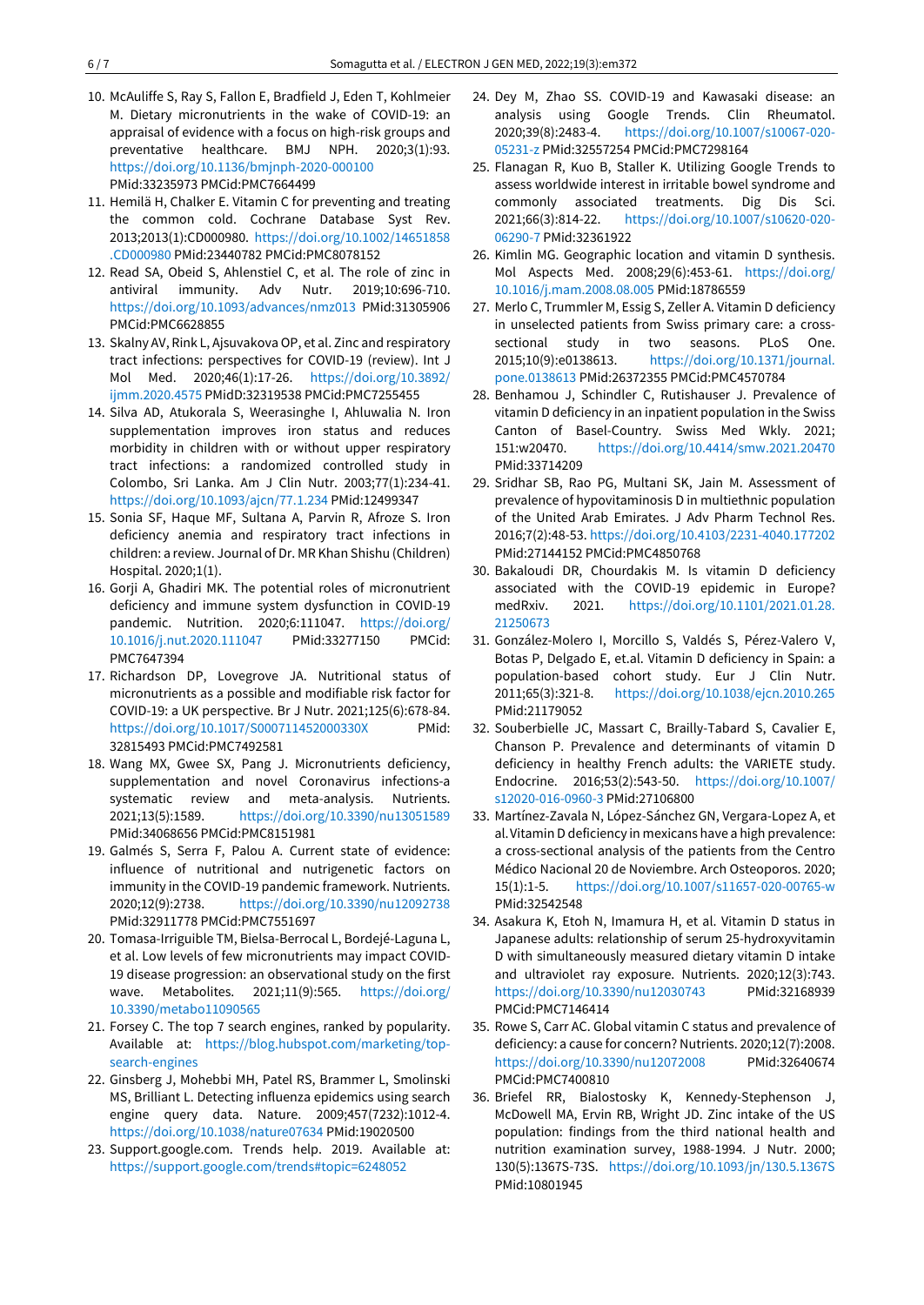10. McAuliffe S, Ray S, Fallon E, Bradfield J, Eden T, Kohlmeier M. Dietary micronutrients in the wake of COVID-19: an appraisal of evidence with a focus on high-risk groups and preventative healthcare. BMJ NPH. 2020;3(1):93. https://doi.org/10.1136/bmjnph-2020-000100 PMid:33235973 PMCid:PMC7664499
11. Hemilä H, Chalker E. Vitamin C for preventing and treating the common cold. Cochrane Database Syst Rev. 2013;2013(1):CD000980. https://doi.org/10.1002/14651858.CD000980 PMid:23440782 PMCid:PMC8078152
12. Read SA, Obeid S, Ahlenstiel C, et al. The role of zinc in antiviral immunity. Adv Nutr. 2019;10:696-710. https://doi.org/10.1093/advances/nmz013 PMid:31305906 PMCid:PMC6628855
13. Skalny AV, Rink L, Ajsuvakova OP, et al. Zinc and respiratory tract infections: perspectives for COVID-19 (review). Int J Mol Med. 2020;46(1):17-26. https://doi.org/10.3892/ijmm.2020.4575 PMidD:32319538 PMCid:PMC7255455
14. Silva AD, Atukorala S, Weerasinghe I, Ahluwalia N. Iron supplementation improves iron status and reduces morbidity in children with or without upper respiratory tract infections: a randomized controlled study in Colombo, Sri Lanka. Am J Clin Nutr. 2003;77(1):234-41. https://doi.org/10.1093/ajcn/77.1.234 PMid:12499347
15. Sonia SF, Haque MF, Sultana A, Parvin R, Afroze S. Iron deficiency anemia and respiratory tract infections in children: a review. Journal of Dr. MR Khan Shishu (Children) Hospital. 2020;1(1).
16. Gorji A, Ghadiri MK. The potential roles of micronutrient deficiency and immune system dysfunction in COVID-19 pandemic. Nutrition. 2020;6:111047. https://doi.org/10.1016/j.nut.2020.111047 PMid:33277150 PMCid: PMC7647394
17. Richardson DP, Lovegrove JA. Nutritional status of micronutrients as a possible and modifiable risk factor for COVID-19: a UK perspective. Br J Nutr. 2021;125(6):678-84. https://doi.org/10.1017/S000711452000330X PMid: 32815493 PMCid:PMC7492581
18. Wang MX, Gwee SX, Pang J. Micronutrients deficiency, supplementation and novel Coronavirus infections-a systematic review and meta-analysis. Nutrients. 2021;13(5):1589. https://doi.org/10.3390/nu13051589 PMid:34068656 PMCid:PMC8151981
19. Galmés S, Serra F, Palou A. Current state of evidence: influence of nutritional and nutrigenetic factors on immunity in the COVID-19 pandemic framework. Nutrients. 2020;12(9):2738. https://doi.org/10.3390/nu12092738 PMid:32911778 PMCid:PMC7551697
20. Tomasa-Irriguible TM, Bielsa-Berrocal L, Bordejé-Laguna L, et al. Low levels of few micronutrients may impact COVID-19 disease progression: an observational study on the first wave. Metabolites. 2021;11(9):565. https://doi.org/10.3390/metabo11090565
21. Forsey C. The top 7 search engines, ranked by popularity. Available at: https://blog.hubspot.com/marketing/top-search-engines
22. Ginsberg J, Mohebbi MH, Patel RS, Brammer L, Smolinski MS, Brilliant L. Detecting influenza epidemics using search engine query data. Nature. 2009;457(7232):1012-4. https://doi.org/10.1038/nature07634 PMid:19020500
23. Support.google.com. Trends help. 2019. Available at: https://support.google.com/trends#topic=6248052
24. Dey M, Zhao SS. COVID-19 and Kawasaki disease: an analysis using Google Trends. Clin Rheumatol. 2020;39(8):2483-4. https://doi.org/10.1007/s10067-020-05231-z PMid:32557254 PMCid:PMC7298164
25. Flanagan R, Kuo B, Staller K. Utilizing Google Trends to assess worldwide interest in irritable bowel syndrome and commonly associated treatments. Dig Dis Sci. 2021;66(3):814-22. https://doi.org/10.1007/s10620-020-06290-7 PMid:32361922
26. Kimlin MG. Geographic location and vitamin D synthesis. Mol Aspects Med. 2008;29(6):453-61. https://doi.org/10.1016/j.mam.2008.08.005 PMid:18786559
27. Merlo C, Trummler M, Essig S, Zeller A. Vitamin D deficiency in unselected patients from Swiss primary care: a cross-sectional study in two seasons. PLoS One. 2015;10(9):e0138613. https://doi.org/10.1371/journal.pone.0138613 PMid:26372355 PMCid:PMC4570784
28. Benhamou J, Schindler C, Rutishauser J. Prevalence of vitamin D deficiency in an inpatient population in the Swiss Canton of Basel-Country. Swiss Med Wkly. 2021; 151:w20470. https://doi.org/10.4414/smw.2021.20470 PMid:33714209
29. Sridhar SB, Rao PG, Multani SK, Jain M. Assessment of prevalence of hypovitaminosis D in multiethnic population of the United Arab Emirates. J Adv Pharm Technol Res. 2016;7(2):48-53. https://doi.org/10.4103/2231-4040.177202 PMid:27144152 PMCid:PMC4850768
30. Bakaloudi DR, Chourdakis M. Is vitamin D deficiency associated with the COVID-19 epidemic in Europe? medRxiv. 2021. https://doi.org/10.1101/2021.01.28.21250673
31. González-Molero I, Morcillo S, Valdés S, Pérez-Valero V, Botas P, Delgado E, et.al. Vitamin D deficiency in Spain: a population-based cohort study. Eur J Clin Nutr. 2011;65(3):321-8. https://doi.org/10.1038/ejcn.2010.265 PMid:21179052
32. Souberbielle JC, Massart C, Brailly-Tabard S, Cavalier E, Chanson P. Prevalence and determinants of vitamin D deficiency in healthy French adults: the VARIETE study. Endocrine. 2016;53(2):543-50. https://doi.org/10.1007/s12020-016-0960-3 PMid:27106800
33. Martínez-Zavala N, López-Sánchez GN, Vergara-Lopez A, et al. Vitamin D deficiency in mexicans have a high prevalence: a cross-sectional analysis of the patients from the Centro Médico Nacional 20 de Noviembre. Arch Osteoporos. 2020; 15(1):1-5. https://doi.org/10.1007/s11657-020-00765-w PMid:32542548
34. Asakura K, Etoh N, Imamura H, et al. Vitamin D status in Japanese adults: relationship of serum 25-hydroxyvitamin D with simultaneously measured dietary vitamin D intake and ultraviolet ray exposure. Nutrients. 2020;12(3):743. https://doi.org/10.3390/nu12030743 PMid:32168939 PMCid:PMC7146414
35. Rowe S, Carr AC. Global vitamin C status and prevalence of deficiency: a cause for concern? Nutrients. 2020;12(7):2008. https://doi.org/10.3390/nu12072008 PMid:32640674 PMCid:PMC7400810
36. Briefel RR, Bialostosky K, Kennedy-Stephenson J, McDowell MA, Ervin RB, Wright JD. Zinc intake of the US population: findings from the third national health and nutrition examination survey, 1988-1994. J Nutr. 2000; 130(5):1367S-73S. https://doi.org/10.1093/jn/130.5.1367S PMid:10801945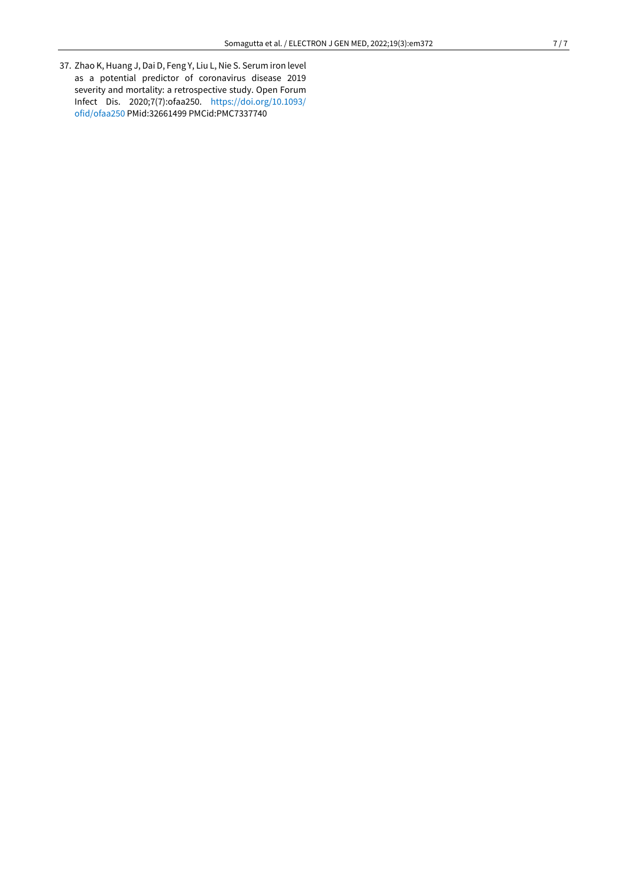37. Zhao K, Huang J, Dai D, Feng Y, Liu L, Nie S. Serum iron level as a potential predictor of coronavirus disease 2019 severity and mortality: a retrospective study. Open Forum Infect Dis. 2020;7(7):ofaa250. https://doi.org/10.1093/ofid/ofaa250 PMid:32661499 PMCid:PMC7337740